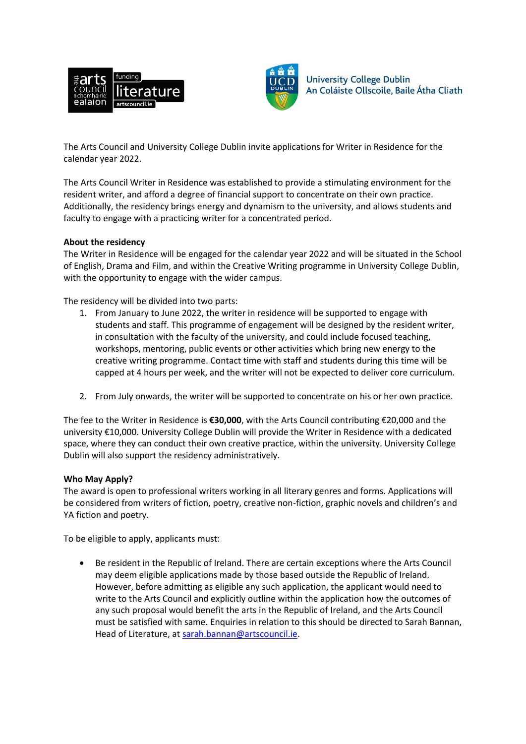The Arts Council and University College Dublin invite applications for Writer in Residence for the calendar year 2022.

The Arts Council Writer in Residence was established to provide a stimulating environment for the resident writer, and afford a degree of financial support to concentrate on their own practice. Additionally, the residency brings energy and dynamism to the university, and allows students and faculty to engage with a practicing writer for a concentrated period.

**About the residency**

The Writer in Residence will be engaged for the calendar year 2022 and will be situated in the School of English, Drama and Film, and within the Creative Writing programme in University College Dublin, with the opportunity to engage with the wider campus.

The residency will be divided into two parts:

1. From January to June 2022, the writer in residence will be supported to engage with students and staff. This programme of engagement will be designed by the resident writer, in consultation with the faculty of the university, and could include focused teaching, workshops, mentoring, public events or other activities which bring new energy to the creative writing programme. Contact time with staff and students during this time will be capped at 4 hours per week, and the writer will not be expected to deliver core curriculum.

2. From July onwards, the writer will be supported to concentrate on his or her own practice.

The fee to the Writer in Residence is **€30,000**, with the Arts Council contributing €20,000 and the university €10,000. University College Dublin will provide the Writer in Residence with a dedicated space, where they can conduct their own creative practice, within the university. University College Dublin will also support the residency administratively.

**Who May Apply?**

The award is open to professional writers working in all literary genres and forms. Applications will be considered from writers of fiction, poetry, creative non-fiction, graphic novels and children's and YA fiction and poetry.

To be eligible to apply, applicants must:

- Be resident in the Republic of Ireland. There are certain exceptions where the Arts Council may deem eligible applications made by those based outside the Republic of Ireland. However, before admitting as eligible any such application, the applicant would need to write to the Arts Council and explicitly outline within the application how the outcomes of any such proposal would benefit the arts in the Republic of Ireland, and the Arts Council must be satisfied with same. Enquiries in relation to this should be directed to Sarah Bannan, Head of Literature, at sarah.bannan@artscouncil.ie.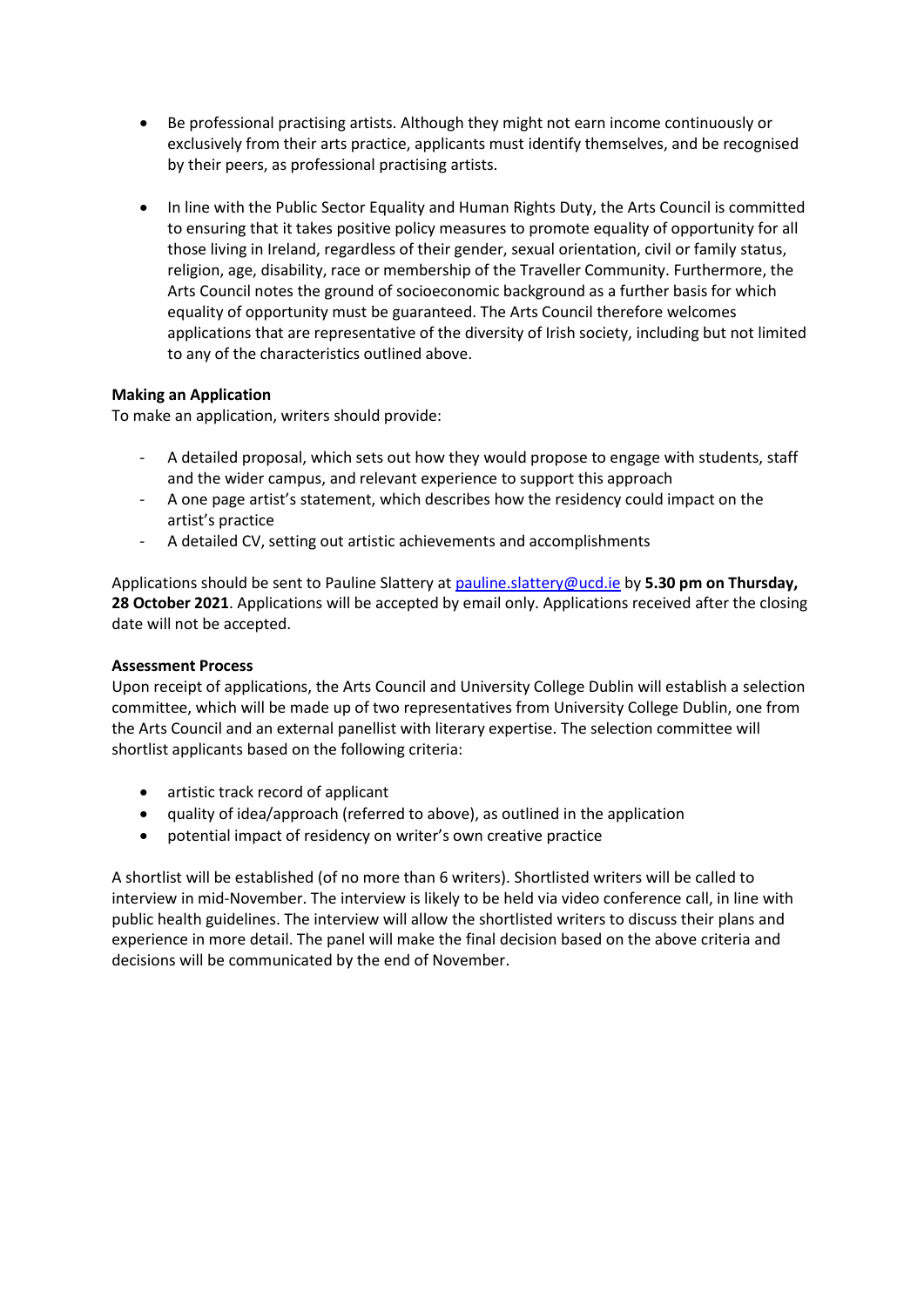- Be professional practising artists. Although they might not earn income continuously or exclusively from their arts practice, applicants must identify themselves, and be recognised by their peers, as professional practising artists.

- In line with the Public Sector Equality and Human Rights Duty, the Arts Council is committed to ensuring that it takes positive policy measures to promote equality of opportunity for all those living in Ireland, regardless of their gender, sexual orientation, civil or family status, religion, age, disability, race or membership of the Traveller Community. Furthermore, the Arts Council notes the ground of socioeconomic background as a further basis for which equality of opportunity must be guaranteed. The Arts Council therefore welcomes applications that are representative of the diversity of Irish society, including but not limited to any of the characteristics outlined above.

**Making an Application**
To make an application, writers should provide:

- A detailed proposal, which sets out how they would propose to engage with students, staff and the wider campus, and relevant experience to support this approach
- A one page artist's statement, which describes how the residency could impact on the artist's practice
- A detailed CV, setting out artistic achievements and accomplishments

Applications should be sent to Pauline Slattery at pauline.slattery@ucd.ie by **5.30 pm on Thursday, 28 October 2021**. Applications will be accepted by email only. Applications received after the closing date will not be accepted.

**Assessment Process**
Upon receipt of applications, the Arts Council and University College Dublin will establish a selection committee, which will be made up of two representatives from University College Dublin, one from the Arts Council and an external panellist with literary expertise. The selection committee will shortlist applicants based on the following criteria:

- artistic track record of applicant
- quality of idea/approach (referred to above), as outlined in the application
- potential impact of residency on writer's own creative practice

A shortlist will be established (of no more than 6 writers). Shortlisted writers will be called to interview in mid-November. The interview is likely to be held via video conference call, in line with public health guidelines. The interview will allow the shortlisted writers to discuss their plans and experience in more detail. The panel will make the final decision based on the above criteria and decisions will be communicated by the end of November.